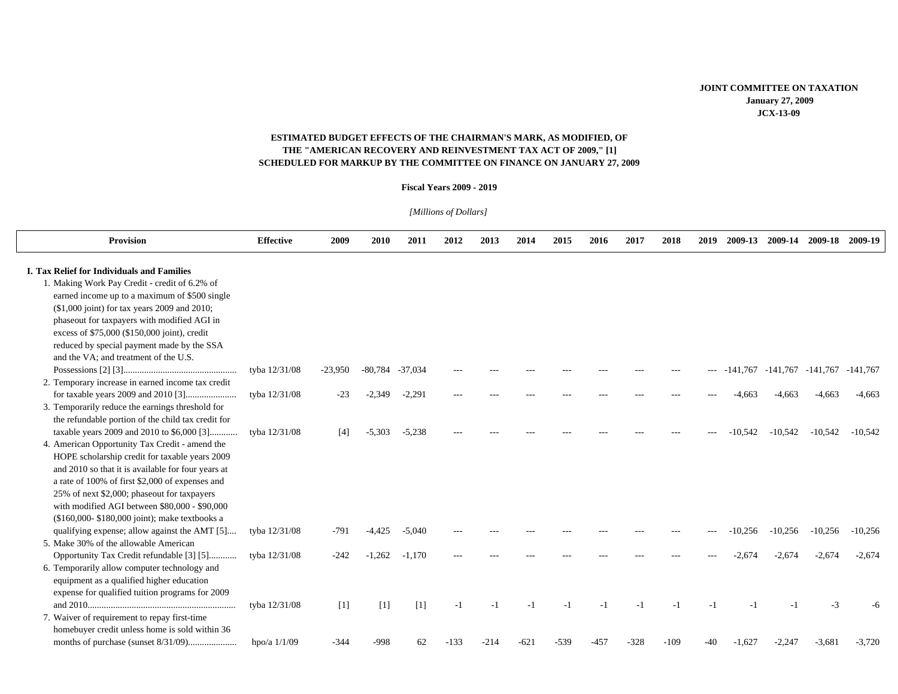**JOINT COMMITTEE ON TAXATION**
**January 27, 2009**
**JCX-13-09**

**ESTIMATED BUDGET EFFECTS OF THE CHAIRMAN'S MARK, AS MODIFIED, OF THE "AMERICAN RECOVERY AND REINVESTMENT TAX ACT OF 2009," [1] SCHEDULED FOR MARKUP BY THE COMMITTEE ON FINANCE ON JANUARY 27, 2009**

**Fiscal Years 2009 - 2019**

*[Millions of Dollars]*

| Provision | Effective | 2009 | 2010 | 2011 | 2012 | 2013 | 2014 | 2015 | 2016 | 2017 | 2018 | 2019 | 2009-13 | 2009-14 | 2009-18 | 2009-19 |
|---|---|---|---|---|---|---|---|---|---|---|---|---|---|---|---|---|
| **I. Tax Relief for Individuals and Families** | | | | | | | | | | | | | | | | |
| 1. Making Work Pay Credit - credit of 6.2% of earned income up to a maximum of $500 single ($1,000 joint) for tax years 2009 and 2010; phaseout for taxpayers with modified AGI in excess of $75,000 ($150,000 joint), credit reduced by special payment made by the SSA and the VA; and treatment of the U.S. Possessions [2] [3] | tyba 12/31/08 | -23,950 | -80,784 | -37,034 | --- | --- | --- | --- | --- | --- | --- | --- | -141,767 | -141,767 | -141,767 | -141,767 |
| 2. Temporary increase in earned income tax credit for taxable years 2009 and 2010 [3] | tyba 12/31/08 | -23 | -2,349 | -2,291 | --- | --- | --- | --- | --- | --- | --- | --- | -4,663 | -4,663 | -4,663 | -4,663 |
| 3. Temporarily reduce the earnings threshold for the refundable portion of the child tax credit for taxable years 2009 and 2010 to $6,000 [3] | tyba 12/31/08 | [4] | -5,303 | -5,238 | --- | --- | --- | --- | --- | --- | --- | --- | -10,542 | -10,542 | -10,542 | -10,542 |
| 4. American Opportunity Tax Credit - amend the HOPE scholarship credit for taxable years 2009 and 2010 so that it is available for four years at a rate of 100% of first $2,000 of expenses and 25% of next $2,000; phaseout for taxpayers with modified AGI between $80,000 - $90,000 ($160,000- $180,000 joint); make textbooks a qualifying expense; allow against the AMT [5] | tyba 12/31/08 | -791 | -4,425 | -5,040 | --- | --- | --- | --- | --- | --- | --- | --- | -10,256 | -10,256 | -10,256 | -10,256 |
| 5. Make 30% of the allowable American Opportunity Tax Credit refundable [3] [5] | tyba 12/31/08 | -242 | -1,262 | -1,170 | --- | --- | --- | --- | --- | --- | --- | --- | -2,674 | -2,674 | -2,674 | -2,674 |
| 6. Temporarily allow computer technology and equipment as a qualified higher education expense for qualified tuition programs for 2009 and 2010 | tyba 12/31/08 | [1] | [1] | [1] | -1 | -1 | -1 | -1 | -1 | -1 | -1 | -1 | -1 | -1 | -3 | -6 |
| 7. Waiver of requirement to repay first-time homebuyer credit unless home is sold within 36 months of purchase (sunset 8/31/09) | hpo/a 1/1/09 | -344 | -998 | 62 | -133 | -214 | -621 | -539 | -457 | -328 | -109 | -40 | -1,627 | -2,247 | -3,681 | -3,720 |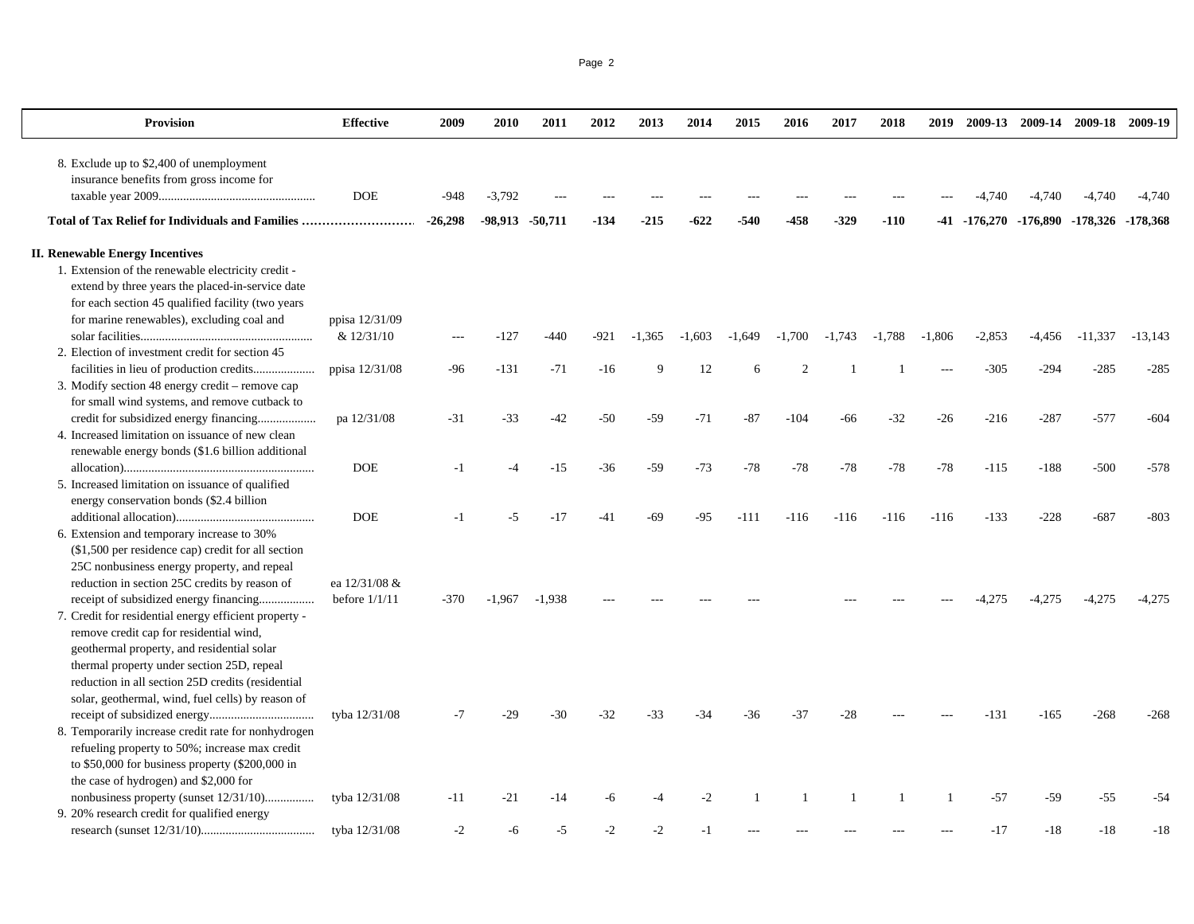| Provision | Effective | 2009 | 2010 | 2011 | 2012 | 2013 | 2014 | 2015 | 2016 | 2017 | 2018 | 2019 | 2009-13 | 2009-14 | 2009-18 | 2009-19 |
|---|---|---|---|---|---|---|---|---|---|---|---|---|---|---|---|---|
| 8. Exclude up to $2,400 of unemployment insurance benefits from gross income for taxable year 2009.................................................. | DOE | -948 | -3,792 | --- | --- | --- | --- | --- | --- | --- | --- | --- | -4,740 | -4,740 | -4,740 | -4,740 |
| **Total of Tax Relief for Individuals and Families ..........................** | | **-26,298** | **-98,913** | **-50,711** | **-134** | **-215** | **-622** | **-540** | **-458** | **-329** | **-110** | **-41** | **-176,270** | **-176,890** | **-178,326** | **-178,368** |
| **II. Renewable Energy Incentives** | | | | | | | | | | | | | | | | |
| 1. Extension of the renewable electricity credit - extend by three years the placed-in-service date for each section 45 qualified facility (two years for marine renewables), excluding coal and solar facilities....................................................... | ppisa 12/31/09 & 12/31/10 | --- | -127 | -440 | -921 | -1,365 | -1,603 | -1,649 | -1,700 | -1,743 | -1,788 | -1,806 | -2,853 | -4,456 | -11,337 | -13,143 |
| 2. Election of investment credit for section 45 facilities in lieu of production credits.................... | ppisa 12/31/08 | -96 | -131 | -71 | -16 | 9 | 12 | 6 | 2 | 1 | 1 | --- | -305 | -294 | -285 | -285 |
| 3. Modify section 48 energy credit – remove cap for small wind systems, and remove cutback to credit for subsidized energy financing................... | pa 12/31/08 | -31 | -33 | -42 | -50 | -59 | -71 | -87 | -104 | -66 | -32 | -26 | -216 | -287 | -577 | -604 |
| 4. Increased limitation on issuance of new clean renewable energy bonds ($1.6 billion additional allocation)............................................................. | DOE | -1 | -4 | -15 | -36 | -59 | -73 | -78 | -78 | -78 | -78 | -78 | -115 | -188 | -500 | -578 |
| 5. Increased limitation on issuance of qualified energy conservation bonds ($2.4 billion additional allocation)............................................ | DOE | -1 | -5 | -17 | -41 | -69 | -95 | -111 | -116 | -116 | -116 | -116 | -133 | -228 | -687 | -803 |
| 6. Extension and temporary increase to 30% ($1,500 per residence cap) credit for all section 25C nonbusiness energy property, and repeal reduction in section 25C credits by reason of receipt of subsidized energy financing.................. | ea 12/31/08 & before 1/1/11 | -370 | -1,967 | -1,938 | --- | --- | --- | --- | | --- | --- | --- | -4,275 | -4,275 | -4,275 | -4,275 |
| 7. Credit for residential energy efficient property - remove credit cap for residential wind, geothermal property, and residential solar thermal property under section 25D, repeal reduction in all section 25D credits (residential solar, geothermal, wind, fuel cells) by reason of receipt of subsidized energy.................................. | tyba 12/31/08 | -7 | -29 | -30 | -32 | -33 | -34 | -36 | -37 | -28 | --- | --- | -131 | -165 | -268 | -268 |
| 8. Temporarily increase credit rate for nonhydrogen refueling property to 50%; increase max credit to $50,000 for business property ($200,000 in the case of hydrogen) and $2,000 for nonbusiness property (sunset 12/31/10)................ | tyba 12/31/08 | -11 | -21 | -14 | -6 | -4 | -2 | 1 | 1 | 1 | 1 | 1 | -57 | -59 | -55 | -54 |
| 9. 20% research credit for qualified energy research (sunset 12/31/10)..................................... | tyba 12/31/08 | -2 | -6 | -5 | -2 | -2 | -1 | --- | --- | --- | --- | --- | -17 | -18 | -18 | -18 |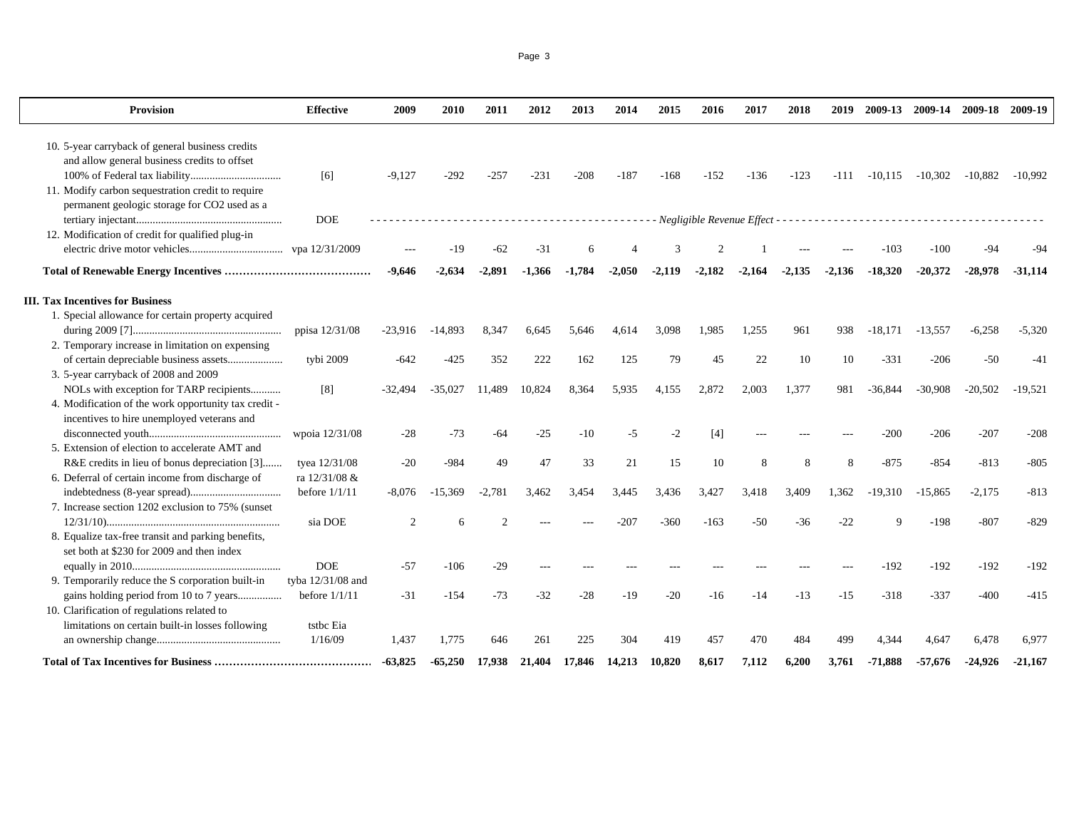| Provision | Effective | 2009 | 2010 | 2011 | 2012 | 2013 | 2014 | 2015 | 2016 | 2017 | 2018 | 2019 | 2009-13 | 2009-14 | 2009-18 | 2009-19 |
|---|---|---|---|---|---|---|---|---|---|---|---|---|---|---|---|---|
| 10. 5-year carryback of general business credits and allow general business credits to offset 100% of Federal tax liability................................. | [6] | -9,127 | -292 | -257 | -231 | -208 | -187 | -168 | -152 | -136 | -123 | -111 | -10,115 | -10,302 | -10,882 | -10,992 |
| 11. Modify carbon sequestration credit to require permanent geologic storage for CO2 used as a tertiary injectant.................................................... | DOE | *Negligible Revenue Effect* | | | | | | | | | | | | | | |
| 12. Modification of credit for qualified plug-in electric drive motor vehicles................................. | vpa 12/31/2009 | --- | -19 | -62 | -31 | 6 | 4 | 3 | 2 | 1 | --- | --- | -103 | -100 | -94 | -94 |
| **Total of Renewable Energy Incentives …………………………………** | | **-9,646** | **-2,634** | **-2,891** | **-1,366** | **-1,784** | **-2,050** | **-2,119** | **-2,182** | **-2,164** | **-2,135** | **-2,136** | **-18,320** | **-20,372** | **-28,978** | **-31,114** |
| **III. Tax Incentives for Business** | | | | | | | | | | | | | | | | |
| 1. Special allowance for certain property acquired during 2009 [7]...................................................... | ppisa 12/31/08 | -23,916 | -14,893 | 8,347 | 6,645 | 5,646 | 4,614 | 3,098 | 1,985 | 1,255 | 961 | 938 | -18,171 | -13,557 | -6,258 | -5,320 |
| 2. Temporary increase in limitation on expensing of certain depreciable business assets.................... | tybi 2009 | -642 | -425 | 352 | 222 | 162 | 125 | 79 | 45 | 22 | 10 | 10 | -331 | -206 | -50 | -41 |
| 3. 5-year carryback of 2008 and 2009 NOLs with exception for TARP recipients........... | [8] | -32,494 | -35,027 | 11,489 | 10,824 | 8,364 | 5,935 | 4,155 | 2,872 | 2,003 | 1,377 | 981 | -36,844 | -30,908 | -20,502 | -19,521 |
| 4. Modification of the work opportunity tax credit - incentives to hire unemployed veterans and disconnected youth................................................ | wpoia 12/31/08 | -28 | -73 | -64 | -25 | -10 | -5 | -2 | [4] | --- | --- | --- | -200 | -206 | -207 | -208 |
| 5. Extension of election to accelerate AMT and R&E credits in lieu of bonus depreciation [3]....... | tyea 12/31/08 | -20 | -984 | 49 | 47 | 33 | 21 | 15 | 10 | 8 | 8 | 8 | -875 | -854 | -813 | -805 |
| 6. Deferral of certain income from discharge of indebtedness (8-year spread)................................. | ra 12/31/08 & before 1/1/11 | -8,076 | -15,369 | -2,781 | 3,462 | 3,454 | 3,445 | 3,436 | 3,427 | 3,418 | 3,409 | 1,362 | -19,310 | -15,865 | -2,175 | -813 |
| 7. Increase section 1202 exclusion to 75% (sunset 12/31/10)............................................................... | sia DOE | 2 | 6 | 2 | --- | --- | -207 | -360 | -163 | -50 | -36 | -22 | 9 | -198 | -807 | -829 |
| 8. Equalize tax-free transit and parking benefits, set both at $230 for 2009 and then index equally in 2010...................................................... | DOE | -57 | -106 | -29 | --- | --- | --- | --- | --- | --- | --- | --- | -192 | -192 | -192 | -192 |
| 9. Temporarily reduce the S corporation built-in gains holding period from 10 to 7 years................ | tyba 12/31/08 and before 1/1/11 | -31 | -154 | -73 | -32 | -28 | -19 | -20 | -16 | -14 | -13 | -15 | -318 | -337 | -400 | -415 |
| 10. Clarification of regulations related to limitations on certain built-in losses following an ownership change............................................. | tstbc Eia 1/16/09 | 1,437 | 1,775 | 646 | 261 | 225 | 304 | 419 | 457 | 470 | 484 | 499 | 4,344 | 4,647 | 6,478 | 6,977 |
| **Total of Tax Incentives for Business ……………………………………** | | **-63,825** | **-65,250** | **17,938** | **21,404** | **17,846** | **14,213** | **10,820** | **8,617** | **7,112** | **6,200** | **3,761** | **-71,888** | **-57,676** | **-24,926** | **-21,167** |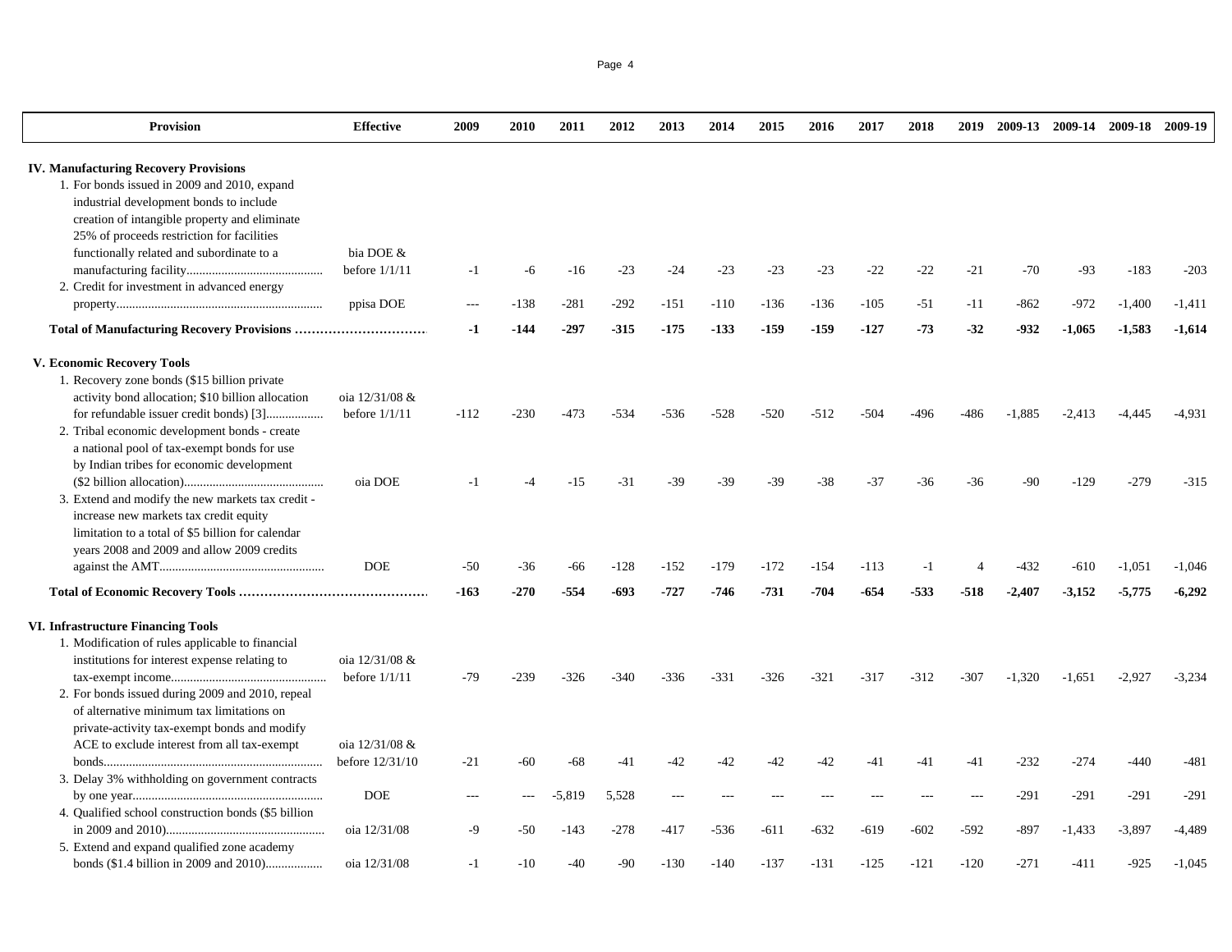| Provision | Effective | 2009 | 2010 | 2011 | 2012 | 2013 | 2014 | 2015 | 2016 | 2017 | 2018 | 2019 | 2009-13 | 2009-14 | 2009-18 | 2009-19 |
|---|---|---|---|---|---|---|---|---|---|---|---|---|---|---|---|---|
| **IV. Manufacturing Recovery Provisions** | | | | | | | | | | | | | | | | |
| 1. For bonds issued in 2009 and 2010, expand industrial development bonds to include creation of intangible property and eliminate 25% of proceeds restriction for facilities functionally related and subordinate to a manufacturing facility........................................... | bia DOE & before 1/1/11 | -1 | -6 | -16 | -23 | -24 | -23 | -23 | -23 | -22 | -22 | -21 | -70 | -93 | -183 | -203 |
| 2. Credit for investment in advanced energy property................................................................ | ppisa DOE | --- | -138 | -281 | -292 | -151 | -110 | -136 | -136 | -105 | -51 | -11 | -862 | -972 | -1,400 | -1,411 |
| **Total of Manufacturing Recovery Provisions ..............................** | | **-1** | **-144** | **-297** | **-315** | **-175** | **-133** | **-159** | **-159** | **-127** | **-73** | **-32** | **-932** | **-1,065** | **-1,583** | **-1,614** |
| **V. Economic Recovery Tools** | | | | | | | | | | | | | | | | |
| 1. Recovery zone bonds ($15 billion private activity bond allocation; $10 billion allocation for refundable issuer credit bonds) [3].................. | oia 12/31/08 & before 1/1/11 | -112 | -230 | -473 | -534 | -536 | -528 | -520 | -512 | -504 | -496 | -486 | -1,885 | -2,413 | -4,445 | -4,931 |
| 2. Tribal economic development bonds - create a national pool of tax-exempt bonds for use by Indian tribes for economic development ($2 billion allocation)............................................ | oia DOE | -1 | -4 | -15 | -31 | -39 | -39 | -39 | -38 | -37 | -36 | -36 | -90 | -129 | -279 | -315 |
| 3. Extend and modify the new markets tax credit - increase new markets tax credit equity limitation to a total of $5 billion for calendar years 2008 and 2009 and allow 2009 credits against the AMT.................................................... | DOE | -50 | -36 | -66 | -128 | -152 | -179 | -172 | -154 | -113 | -1 | 4 | -432 | -610 | -1,051 | -1,046 |
| **Total of Economic Recovery Tools ............................................** | | **-163** | **-270** | **-554** | **-693** | **-727** | **-746** | **-731** | **-704** | **-654** | **-533** | **-518** | **-2,407** | **-3,152** | **-5,775** | **-6,292** |
| **VI. Infrastructure Financing Tools** | | | | | | | | | | | | | | | | |
| 1. Modification of rules applicable to financial institutions for interest expense relating to tax-exempt income................................................. | oia 12/31/08 & before 1/1/11 | -79 | -239 | -326 | -340 | -336 | -331 | -326 | -321 | -317 | -312 | -307 | -1,320 | -1,651 | -2,927 | -3,234 |
| 2. For bonds issued during 2009 and 2010, repeal of alternative minimum tax limitations on private-activity tax-exempt bonds and modify ACE to exclude interest from all tax-exempt bonds..................................................................... | oia 12/31/08 & before 12/31/10 | -21 | -60 | -68 | -41 | -42 | -42 | -42 | -42 | -41 | -41 | -41 | -232 | -274 | -440 | -481 |
| 3. Delay 3% withholding on government contracts by one year............................................................ | DOE | --- | --- | -5,819 | 5,528 | --- | --- | --- | --- | --- | --- | --- | -291 | -291 | -291 | -291 |
| 4. Qualified school construction bonds ($5 billion in 2009 and 2010)................................................. | oia 12/31/08 | -9 | -50 | -143 | -278 | -417 | -536 | -611 | -632 | -619 | -602 | -592 | -897 | -1,433 | -3,897 | -4,489 |
| 5. Extend and expand qualified zone academy bonds ($1.4 billion in 2009 and 2010).................. | oia 12/31/08 | -1 | -10 | -40 | -90 | -130 | -140 | -137 | -131 | -125 | -121 | -120 | -271 | -411 | -925 | -1,045 |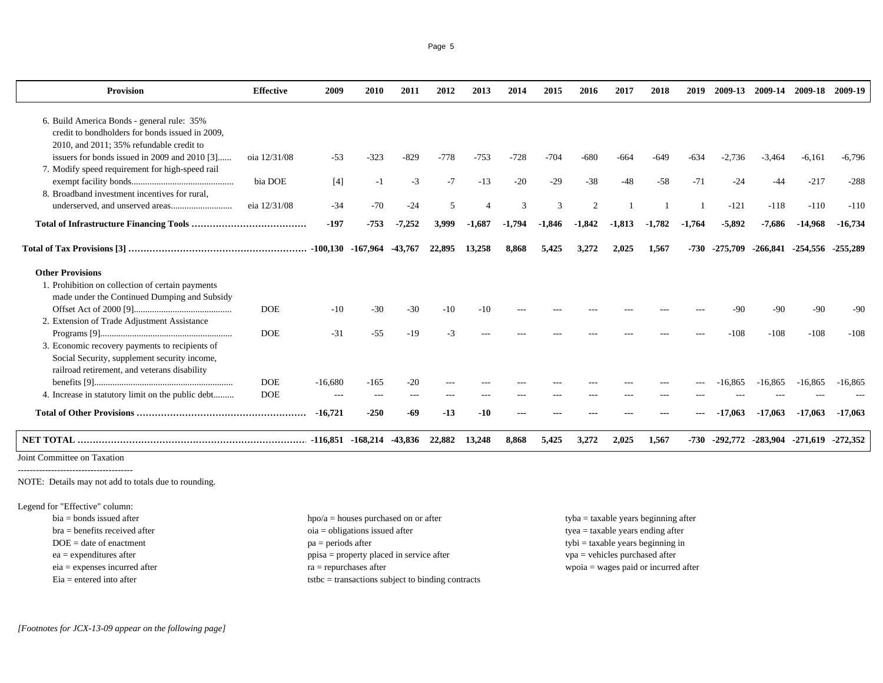| Provision | Effective | 2009 | 2010 | 2011 | 2012 | 2013 | 2014 | 2015 | 2016 | 2017 | 2018 | 2019 | 2009-13 | 2009-14 | 2009-18 | 2009-19 |
|---|---|---|---|---|---|---|---|---|---|---|---|---|---|---|---|---|
| 6. Build America Bonds - general rule: 35% credit to bondholders for bonds issued in 2009, 2010, and 2011; 35% refundable credit to issuers for bonds issued in 2009 and 2010 [3]...... | oia 12/31/08 | -53 | -323 | -829 | -778 | -753 | -728 | -704 | -680 | -664 | -649 | -634 | -2,736 | -3,464 | -6,161 | -6,796 |
| 7. Modify speed requirement for high-speed rail exempt facility bonds............................................ | bia DOE | [4] | -1 | -3 | -7 | -13 | -20 | -29 | -38 | -48 | -58 | -71 | -24 | -44 | -217 | -288 |
| 8. Broadband investment incentives for rural, underserved, and unserved areas.......................... | eia 12/31/08 | -34 | -70 | -24 | 5 | 4 | 3 | 3 | 2 | 1 | 1 | 1 | -121 | -118 | -110 | -110 |
| **Total of Infrastructure Financing Tools ………………………………** | | **-197** | **-753** | **-7,252** | **3,999** | **-1,687** | **-1,794** | **-1,846** | **-1,842** | **-1,813** | **-1,782** | **-1,764** | **-5,892** | **-7,686** | **-14,968** | **-16,734** |
| **Total of Tax Provisions [3] ……………………………………………………** | | **-100,130** | **-167,964** | **-43,767** | **22,895** | **13,258** | **8,868** | **5,425** | **3,272** | **2,025** | **1,567** | **-730** | **-275,709** | **-266,841** | **-254,556** | **-255,289** |
| **Other Provisions** | | | | | | | | | | | | | | | | |
| 1. Prohibition on collection of certain payments made under the Continued Dumping and Subsidy Offset Act of 2000 [9].......................................... | DOE | -10 | -30 | -30 | -10 | -10 | --- | --- | --- | --- | --- | --- | -90 | -90 | -90 | -90 |
| 2. Extension of Trade Adjustment Assistance Programs [9].......................................................... | DOE | -31 | -55 | -19 | -3 | --- | --- | --- | --- | --- | --- | --- | -108 | -108 | -108 | -108 |
| 3. Economic recovery payments to recipients of Social Security, supplement security income, railroad retirement, and veterans disability benefits [9]............................................................ | DOE | -16,680 | -165 | -20 | --- | --- | --- | --- | --- | --- | --- | --- | -16,865 | -16,865 | -16,865 | -16,865 |
| 4. Increase in statutory limit on the public debt......... | DOE | --- | --- | --- | --- | --- | --- | --- | --- | --- | --- | --- | --- | --- | --- | --- |
| **Total of Other Provisions …………………………………………………** | | **-16,721** | **-250** | **-69** | **-13** | **-10** | **---** | **---** | **---** | **---** | **---** | **---** | **-17,063** | **-17,063** | **-17,063** | **-17,063** |
| **NET TOTAL …………………………………………………………………** | | **-116,851** | **-168,214** | **-43,836** | **22,882** | **13,248** | **8,868** | **5,425** | **3,272** | **2,025** | **1,567** | **-730** | **-292,772** | **-283,904** | **-271,619** | **-272,352** |

Joint Committee on Taxation

--------------------------------------

NOTE: Details may not add to totals due to rounding.

Legend for "Effective" column:

- bia = bonds issued after
- bra = benefits received after
- DOE = date of enactment
- ea = expenditures after
- eia = expenses incurred after
- Eia = entered into after
- hpo/a = houses purchased on or after
- oia = obligations issued after
- pa = periods after
- ppisa = property placed in service after
- ra = repurchases after
- tstbc = transactions subject to binding contracts
- tyba = taxable years beginning after
- tyea = taxable years ending after
- tybi = taxable years beginning in
- vpa = vehicles purchased after
- wpoia = wages paid or incurred after

*[Footnotes for JCX-13-09 appear on the following page]*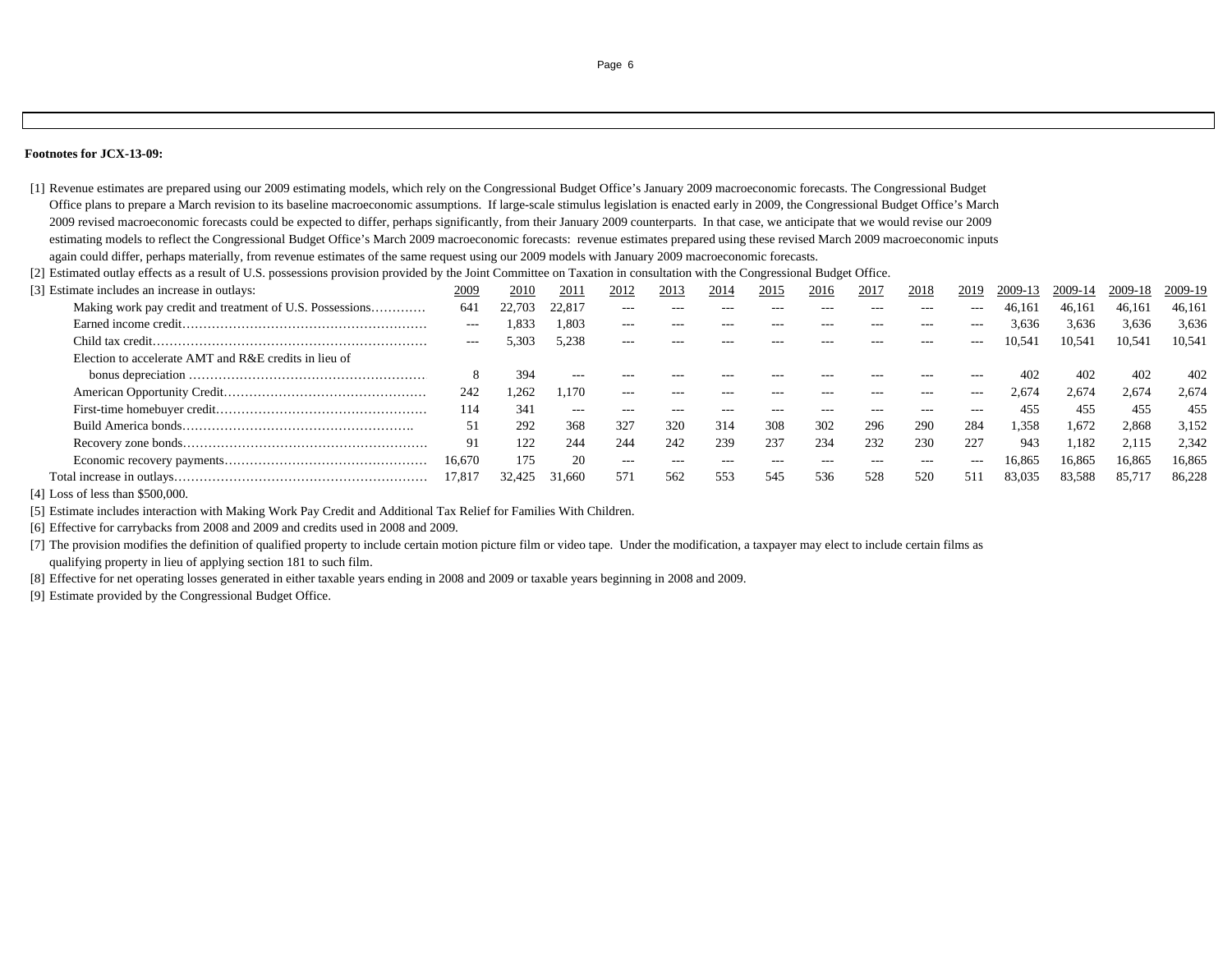**Footnotes for JCX-13-09:**

[1] Revenue estimates are prepared using our 2009 estimating models, which rely on the Congressional Budget Office's January 2009 macroeconomic forecasts. The Congressional Budget Office plans to prepare a March revision to its baseline macroeconomic assumptions. If large-scale stimulus legislation is enacted early in 2009, the Congressional Budget Office's March 2009 revised macroeconomic forecasts could be expected to differ, perhaps significantly, from their January 2009 counterparts. In that case, we anticipate that we would revise our 2009 estimating models to reflect the Congressional Budget Office's March 2009 macroeconomic forecasts: revenue estimates prepared using these revised March 2009 macroeconomic inputs again could differ, perhaps materially, from revenue estimates of the same request using our 2009 models with January 2009 macroeconomic forecasts.

[2] Estimated outlay effects as a result of U.S. possessions provision provided by the Joint Committee on Taxation in consultation with the Congressional Budget Office.

[3] Estimate includes an increase in outlays:

| | 2009 | 2010 | 2011 | 2012 | 2013 | 2014 | 2015 | 2016 | 2017 | 2018 | 2019 | 2009-13 | 2009-14 | 2009-18 | 2009-19 |
|---|---|---|---|---|---|---|---|---|---|---|---|---|---|---|---|
| Making work pay credit and treatment of U.S. Possessions............ | 641 | 22,703 | 22,817 | --- | --- | --- | --- | --- | --- | --- | --- | 46,161 | 46,161 | 46,161 | 46,161 |
| Earned income credit.......................................................... | --- | 1,833 | 1,803 | --- | --- | --- | --- | --- | --- | --- | --- | 3,636 | 3,636 | 3,636 | 3,636 |
| Child tax credit................................................................. | --- | 5,303 | 5,238 | --- | --- | --- | --- | --- | --- | --- | --- | 10,541 | 10,541 | 10,541 | 10,541 |
| Election to accelerate AMT and R&E credits in lieu of bonus depreciation ........................................................ | 8 | 394 | --- | --- | --- | --- | --- | --- | --- | --- | --- | 402 | 402 | 402 | 402 |
| American Opportunity Credit................................................ | 242 | 1,262 | 1,170 | --- | --- | --- | --- | --- | --- | --- | --- | 2,674 | 2,674 | 2,674 | 2,674 |
| First-time homebuyer credit................................................. | 114 | 341 | --- | --- | --- | --- | --- | --- | --- | --- | --- | 455 | 455 | 455 | 455 |
| Build America bonds...................................................... | 51 | 292 | 368 | 327 | 320 | 314 | 308 | 302 | 296 | 290 | 284 | 1,358 | 1,672 | 2,868 | 3,152 |
| Recovery zone bonds......................................................... | 91 | 122 | 244 | 244 | 242 | 239 | 237 | 234 | 232 | 230 | 227 | 943 | 1,182 | 2,115 | 2,342 |
| Economic recovery payments............................................... | 16,670 | 175 | 20 | --- | --- | --- | --- | --- | --- | --- | --- | 16,865 | 16,865 | 16,865 | 16,865 |
| Total increase in outlays........................................................... | 17,817 | 32,425 | 31,660 | 571 | 562 | 553 | 545 | 536 | 528 | 520 | 511 | 83,035 | 83,588 | 85,717 | 86,228 |

[4] Loss of less than $500,000.

[5] Estimate includes interaction with Making Work Pay Credit and Additional Tax Relief for Families With Children.

[6] Effective for carrybacks from 2008 and 2009 and credits used in 2008 and 2009.

[7] The provision modifies the definition of qualified property to include certain motion picture film or video tape. Under the modification, a taxpayer may elect to include certain films as qualifying property in lieu of applying section 181 to such film.

[8] Effective for net operating losses generated in either taxable years ending in 2008 and 2009 or taxable years beginning in 2008 and 2009.

[9] Estimate provided by the Congressional Budget Office.